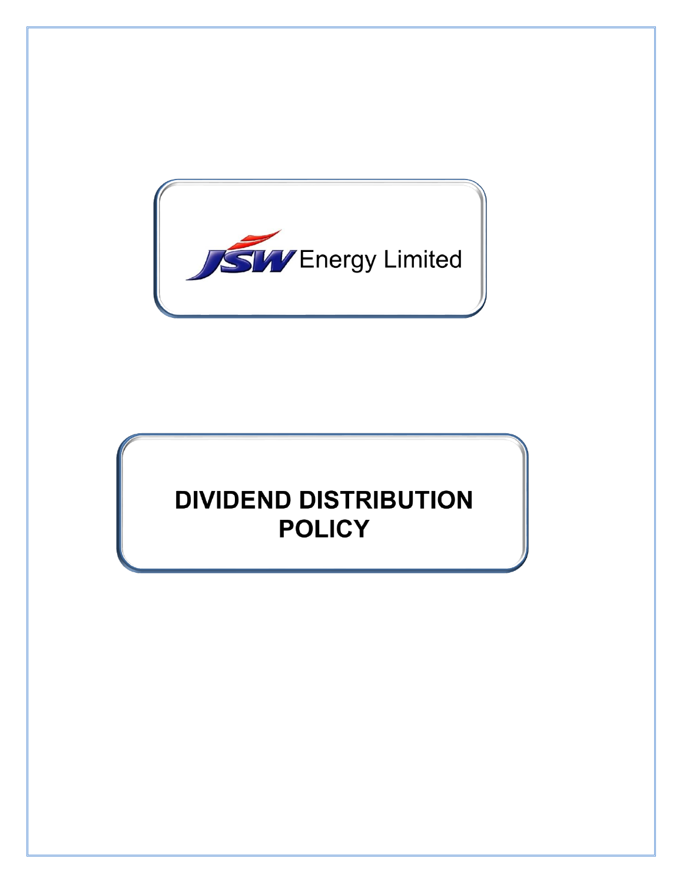JSW Energy Limited

# DIVIDEND DISTRIBUTION POLICY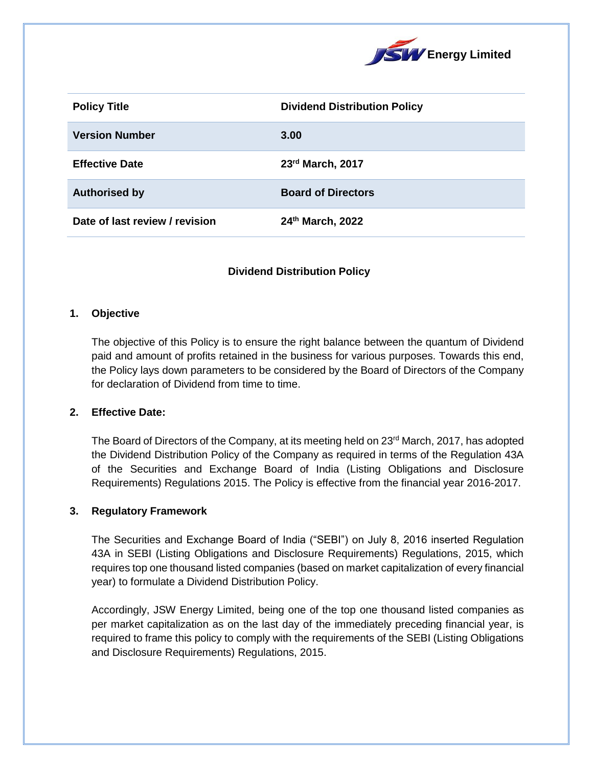JSW Energy Limited

| Policy Title | Dividend Distribution Policy |
|---|---|
| Version Number | 3.00 |
| Effective Date | 23rd March, 2017 |
| Authorised by | Board of Directors |
| Date of last review / revision | 24th March, 2022 |

## Dividend Distribution Policy

### 1. Objective

The objective of this Policy is to ensure the right balance between the quantum of Dividend paid and amount of profits retained in the business for various purposes. Towards this end, the Policy lays down parameters to be considered by the Board of Directors of the Company for declaration of Dividend from time to time.

### 2. Effective Date:

The Board of Directors of the Company, at its meeting held on 23rd March, 2017, has adopted the Dividend Distribution Policy of the Company as required in terms of the Regulation 43A of the Securities and Exchange Board of India (Listing Obligations and Disclosure Requirements) Regulations 2015. The Policy is effective from the financial year 2016-2017.

### 3. Regulatory Framework

The Securities and Exchange Board of India ("SEBI") on July 8, 2016 inserted Regulation 43A in SEBI (Listing Obligations and Disclosure Requirements) Regulations, 2015, which requires top one thousand listed companies (based on market capitalization of every financial year) to formulate a Dividend Distribution Policy.

Accordingly, JSW Energy Limited, being one of the top one thousand listed companies as per market capitalization as on the last day of the immediately preceding financial year, is required to frame this policy to comply with the requirements of the SEBI (Listing Obligations and Disclosure Requirements) Regulations, 2015.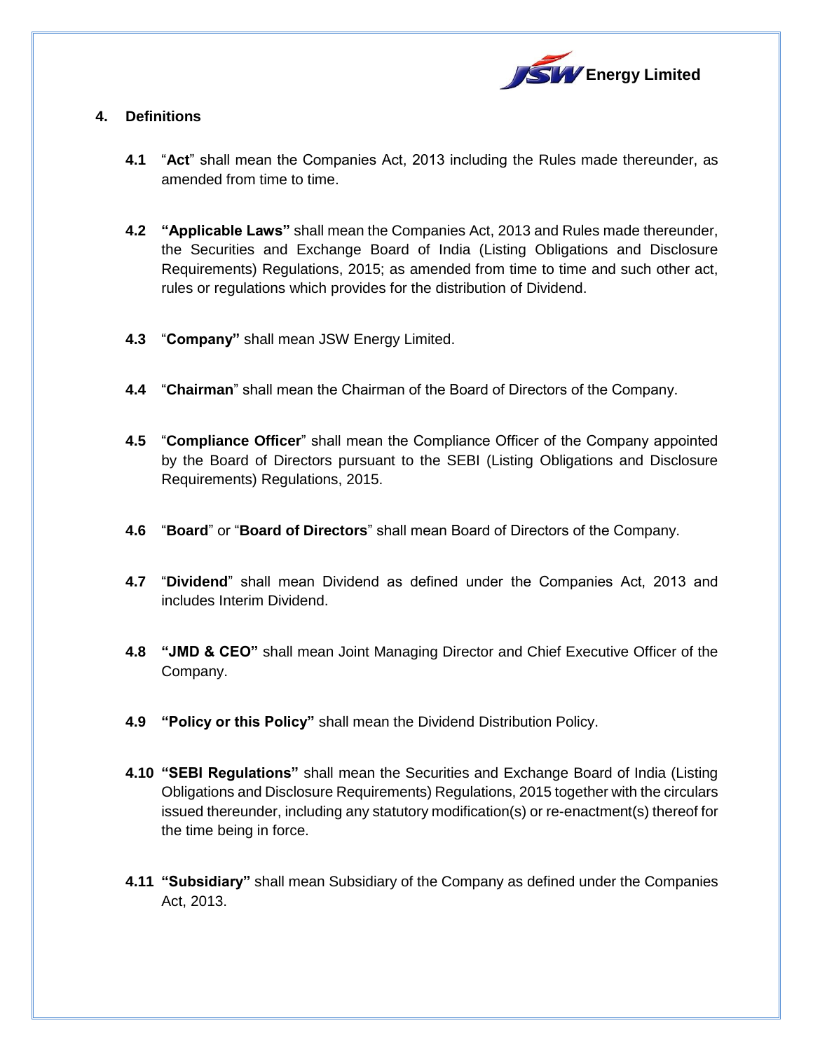## 4. Definitions

**4.1** "**Act**" shall mean the Companies Act, 2013 including the Rules made thereunder, as amended from time to time.

**4.2** **"Applicable Laws"** shall mean the Companies Act, 2013 and Rules made thereunder, the Securities and Exchange Board of India (Listing Obligations and Disclosure Requirements) Regulations, 2015; as amended from time to time and such other act, rules or regulations which provides for the distribution of Dividend.

**4.3** "**Company"** shall mean JSW Energy Limited.

**4.4** "**Chairman**" shall mean the Chairman of the Board of Directors of the Company.

**4.5** "**Compliance Officer**" shall mean the Compliance Officer of the Company appointed by the Board of Directors pursuant to the SEBI (Listing Obligations and Disclosure Requirements) Regulations, 2015.

**4.6** "**Board**" or "**Board of Directors**" shall mean Board of Directors of the Company.

**4.7** "**Dividend**" shall mean Dividend as defined under the Companies Act, 2013 and includes Interim Dividend.

**4.8** **"JMD & CEO"** shall mean Joint Managing Director and Chief Executive Officer of the Company.

**4.9** **"Policy or this Policy"** shall mean the Dividend Distribution Policy.

**4.10** **"SEBI Regulations"** shall mean the Securities and Exchange Board of India (Listing Obligations and Disclosure Requirements) Regulations, 2015 together with the circulars issued thereunder, including any statutory modification(s) or re-enactment(s) thereof for the time being in force.

**4.11** **"Subsidiary"** shall mean Subsidiary of the Company as defined under the Companies Act, 2013.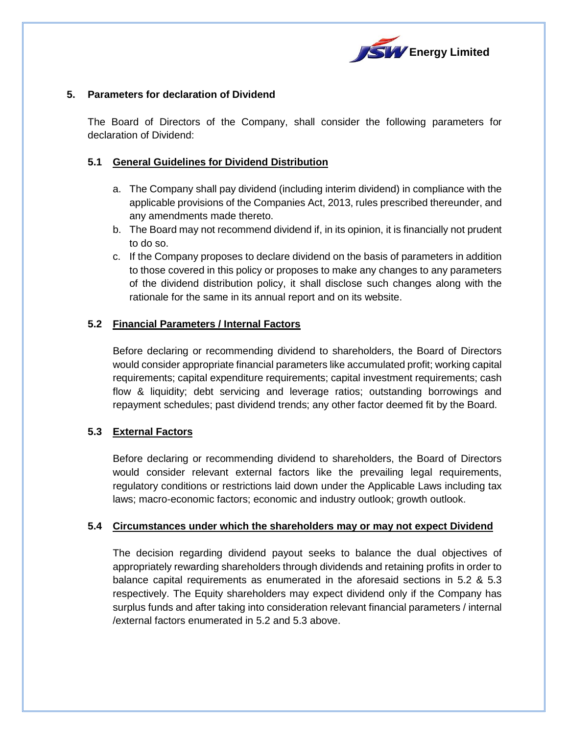## 5. Parameters for declaration of Dividend

The Board of Directors of the Company, shall consider the following parameters for declaration of Dividend:

### 5.1 General Guidelines for Dividend Distribution

a. The Company shall pay dividend (including interim dividend) in compliance with the applicable provisions of the Companies Act, 2013, rules prescribed thereunder, and any amendments made thereto.
b. The Board may not recommend dividend if, in its opinion, it is financially not prudent to do so.
c. If the Company proposes to declare dividend on the basis of parameters in addition to those covered in this policy or proposes to make any changes to any parameters of the dividend distribution policy, it shall disclose such changes along with the rationale for the same in its annual report and on its website.

### 5.2 Financial Parameters / Internal Factors

Before declaring or recommending dividend to shareholders, the Board of Directors would consider appropriate financial parameters like accumulated profit; working capital requirements; capital expenditure requirements; capital investment requirements; cash flow & liquidity; debt servicing and leverage ratios; outstanding borrowings and repayment schedules; past dividend trends; any other factor deemed fit by the Board.

### 5.3 External Factors

Before declaring or recommending dividend to shareholders, the Board of Directors would consider relevant external factors like the prevailing legal requirements, regulatory conditions or restrictions laid down under the Applicable Laws including tax laws; macro-economic factors; economic and industry outlook; growth outlook.

### 5.4 Circumstances under which the shareholders may or may not expect Dividend

The decision regarding dividend payout seeks to balance the dual objectives of appropriately rewarding shareholders through dividends and retaining profits in order to balance capital requirements as enumerated in the aforesaid sections in 5.2 & 5.3 respectively. The Equity shareholders may expect dividend only if the Company has surplus funds and after taking into consideration relevant financial parameters / internal /external factors enumerated in 5.2 and 5.3 above.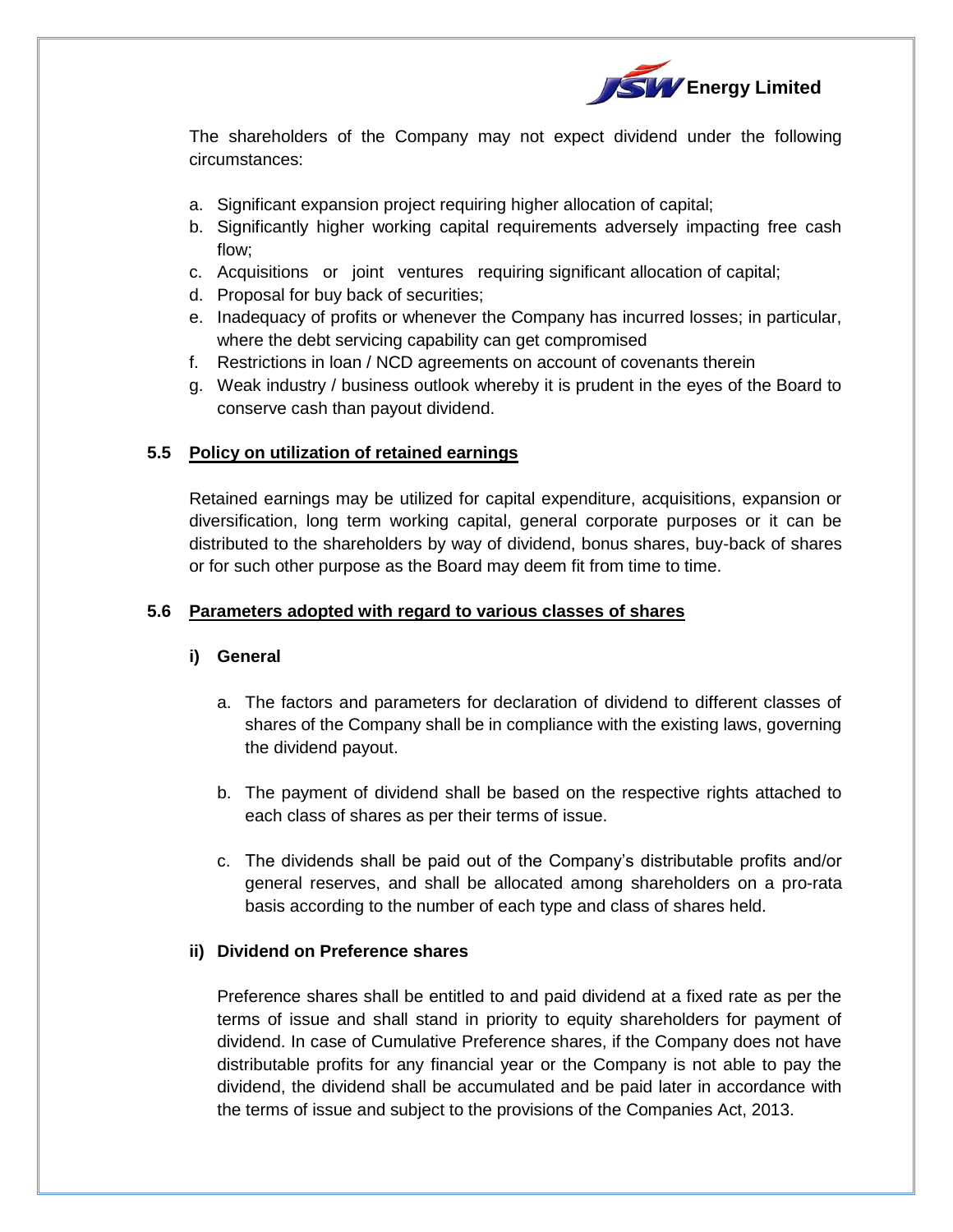The shareholders of the Company may not expect dividend under the following circumstances:

a. Significant expansion project requiring higher allocation of capital;
b. Significantly higher working capital requirements adversely impacting free cash flow;
c. Acquisitions or joint ventures requiring significant allocation of capital;
d. Proposal for buy back of securities;
e. Inadequacy of profits or whenever the Company has incurred losses; in particular, where the debt servicing capability can get compromised
f. Restrictions in loan / NCD agreements on account of covenants therein
g. Weak industry / business outlook whereby it is prudent in the eyes of the Board to conserve cash than payout dividend.

### 5.5 Policy on utilization of retained earnings

Retained earnings may be utilized for capital expenditure, acquisitions, expansion or diversification, long term working capital, general corporate purposes or it can be distributed to the shareholders by way of dividend, bonus shares, buy-back of shares or for such other purpose as the Board may deem fit from time to time.

### 5.6 Parameters adopted with regard to various classes of shares

**i) General**

a. The factors and parameters for declaration of dividend to different classes of shares of the Company shall be in compliance with the existing laws, governing the dividend payout.

b. The payment of dividend shall be based on the respective rights attached to each class of shares as per their terms of issue.

c. The dividends shall be paid out of the Company's distributable profits and/or general reserves, and shall be allocated among shareholders on a pro-rata basis according to the number of each type and class of shares held.

**ii) Dividend on Preference shares**

Preference shares shall be entitled to and paid dividend at a fixed rate as per the terms of issue and shall stand in priority to equity shareholders for payment of dividend. In case of Cumulative Preference shares, if the Company does not have distributable profits for any financial year or the Company is not able to pay the dividend, the dividend shall be accumulated and be paid later in accordance with the terms of issue and subject to the provisions of the Companies Act, 2013.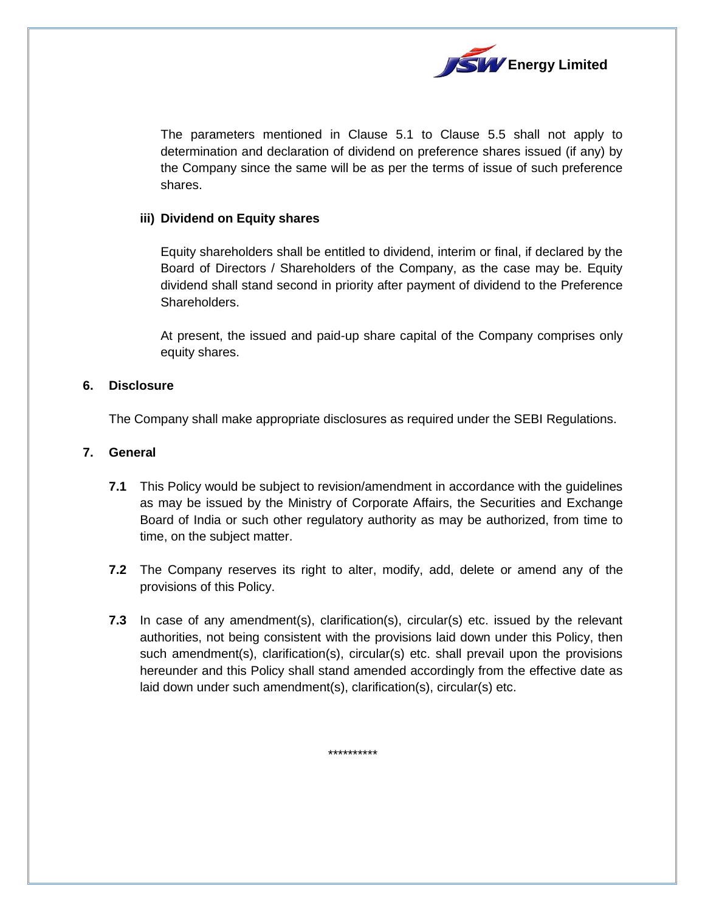The parameters mentioned in Clause 5.1 to Clause 5.5 shall not apply to determination and declaration of dividend on preference shares issued (if any) by the Company since the same will be as per the terms of issue of such preference shares.

**iii) Dividend on Equity shares**

Equity shareholders shall be entitled to dividend, interim or final, if declared by the Board of Directors / Shareholders of the Company, as the case may be. Equity dividend shall stand second in priority after payment of dividend to the Preference Shareholders.

At present, the issued and paid-up share capital of the Company comprises only equity shares.

## 6. Disclosure

The Company shall make appropriate disclosures as required under the SEBI Regulations.

## 7. General

**7.1** This Policy would be subject to revision/amendment in accordance with the guidelines as may be issued by the Ministry of Corporate Affairs, the Securities and Exchange Board of India or such other regulatory authority as may be authorized, from time to time, on the subject matter.

**7.2** The Company reserves its right to alter, modify, add, delete or amend any of the provisions of this Policy.

**7.3** In case of any amendment(s), clarification(s), circular(s) etc. issued by the relevant authorities, not being consistent with the provisions laid down under this Policy, then such amendment(s), clarification(s), circular(s) etc. shall prevail upon the provisions hereunder and this Policy shall stand amended accordingly from the effective date as laid down under such amendment(s), clarification(s), circular(s) etc.

**********